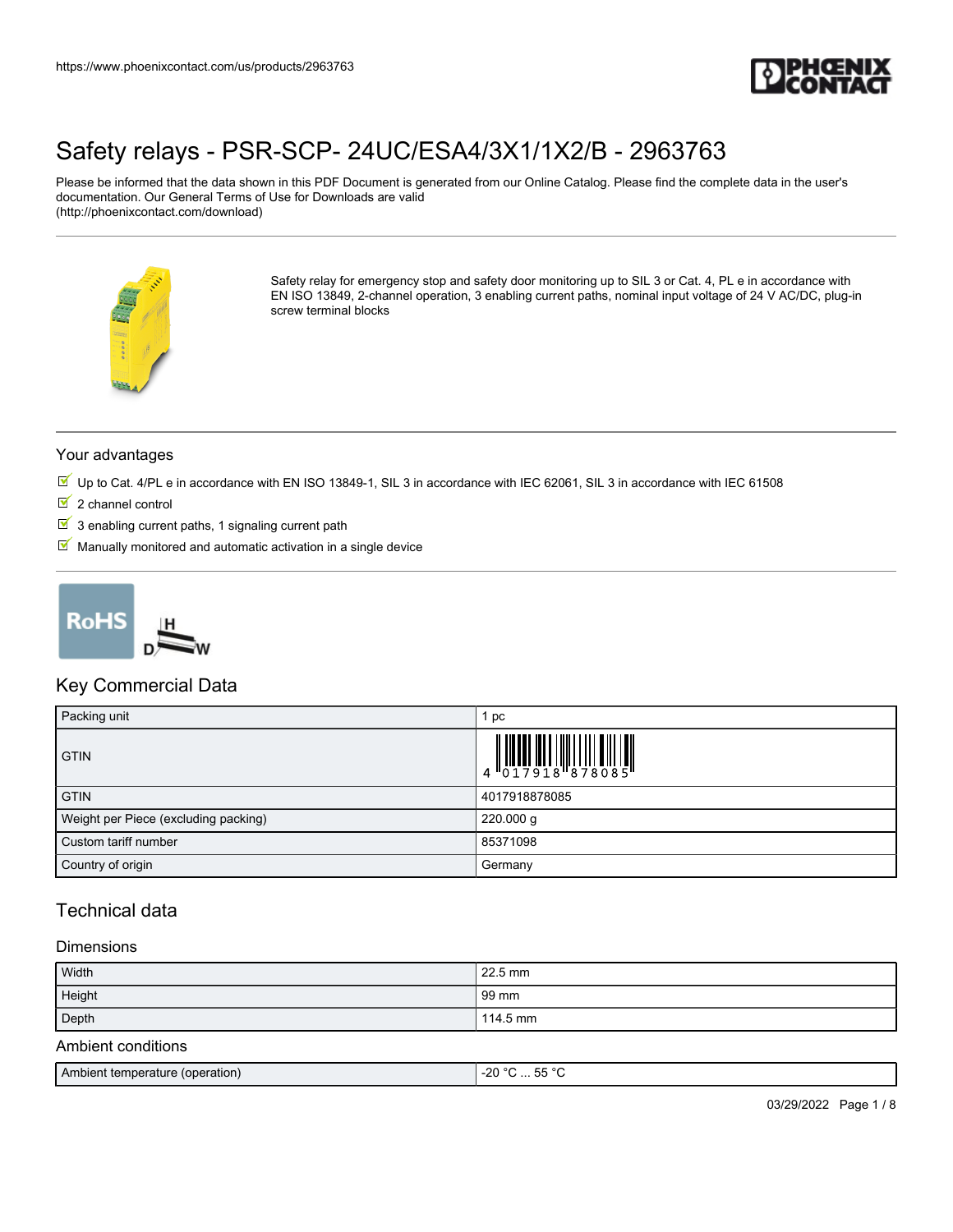https://www.phoenixcontact.com/us/products/2963763

# Safety relays - PSR-SCP- 24UC/ESA4/3X1/1X2/B - 2963763

Please be informed that the data shown in this PDF Document is generated from our Online Catalog. Please find the complete data in the user's documentation. Our General Terms of Use for Downloads are valid (http://phoenixcontact.com/download)

Safety relay for emergency stop and safety door monitoring up to SIL 3 or Cat. 4, PL e in accordance with EN ISO 13849, 2-channel operation, 3 enabling current paths, nominal input voltage of 24 V AC/DC, plug-in screw terminal blocks

## Your advantages

- Up to Cat. 4/PL e in accordance with EN ISO 13849-1, SIL 3 in accordance with IEC 62061, SIL 3 in accordance with IEC 61508
- 2 channel control
- 3 enabling current paths, 1 signaling current path
- Manually monitored and automatic activation in a single device

## Key Commercial Data

| | |
|---|---|
| Packing unit | 1 pc |
| GTIN | 4 017918 878085 |
| GTIN | 4017918878085 |
| Weight per Piece (excluding packing) | 220.000 g |
| Custom tariff number | 85371098 |
| Country of origin | Germany |

## Technical data

### Dimensions

| | |
|---|---|
| Width | 22.5 mm |
| Height | 99 mm |
| Depth | 114.5 mm |

### Ambient conditions

| | |
|---|---|
| Ambient temperature (operation) | -20 °C ... 55 °C |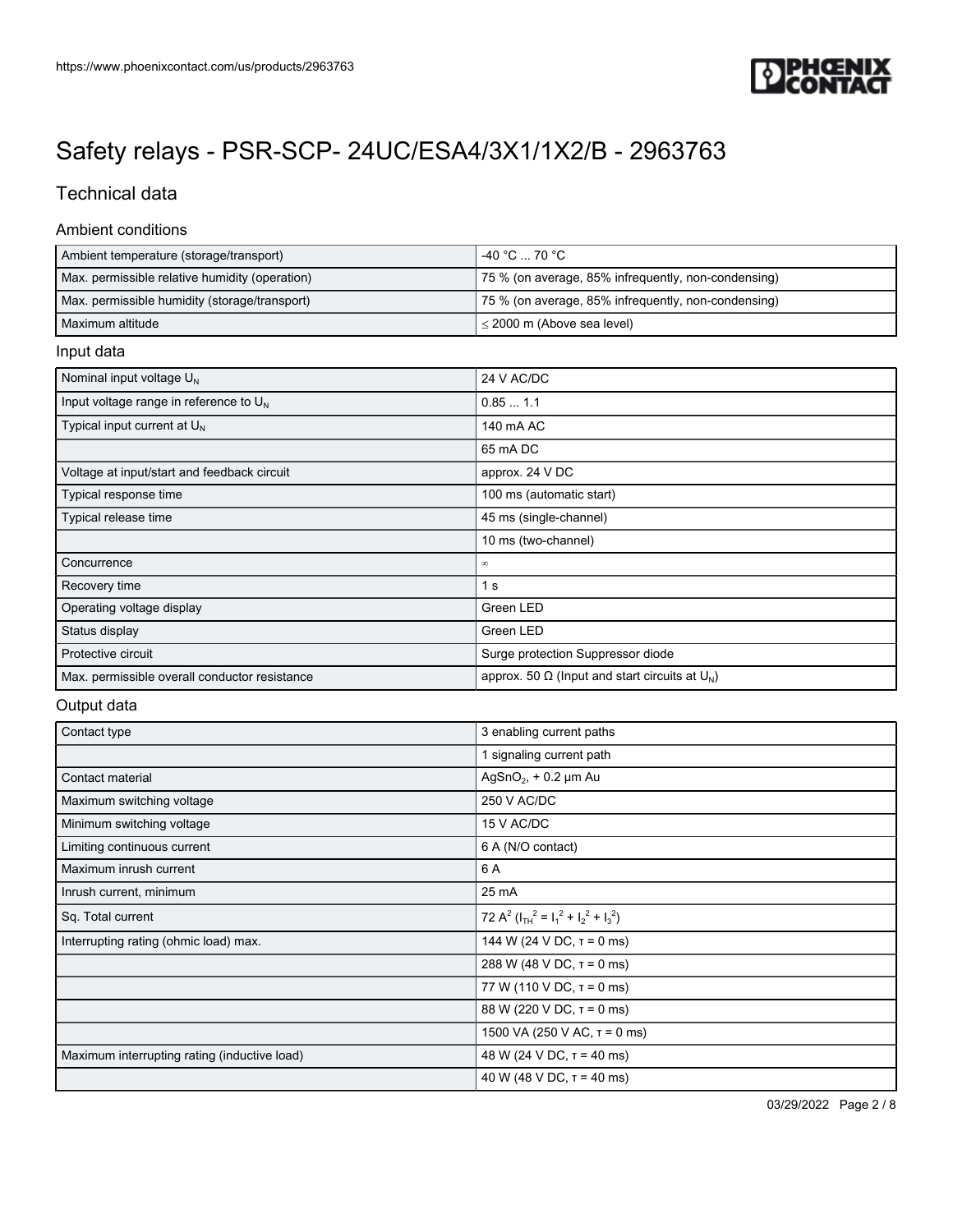# Safety relays - PSR-SCP- 24UC/ESA4/3X1/1X2/B - 2963763

## Technical data

### Ambient conditions

| | |
|---|---|
| Ambient temperature (storage/transport) | -40 °C ... 70 °C |
| Max. permissible relative humidity (operation) | 75 % (on average, 85% infrequently, non-condensing) |
| Max. permissible humidity (storage/transport) | 75 % (on average, 85% infrequently, non-condensing) |
| Maximum altitude | ≤ 2000 m (Above sea level) |

### Input data

| | |
|---|---|
| Nominal input voltage $U_N$ | 24 V AC/DC |
| Input voltage range in reference to $U_N$ | 0.85 ... 1.1 |
| Typical input current at $U_N$ | 140 mA AC |
| | 65 mA DC |
| Voltage at input/start and feedback circuit | approx. 24 V DC |
| Typical response time | 100 ms (automatic start) |
| Typical release time | 45 ms (single-channel) |
| | 10 ms (two-channel) |
| Concurrence | ∞ |
| Recovery time | 1 s |
| Operating voltage display | Green LED |
| Status display | Green LED |
| Protective circuit | Surge protection Suppressor diode |
| Max. permissible overall conductor resistance | approx. 50 Ω (Input and start circuits at $U_N$) |

### Output data

| | |
|---|---|
| Contact type | 3 enabling current paths |
| | 1 signaling current path |
| Contact material | $AgSnO_2$, + 0.2 µm Au |
| Maximum switching voltage | 250 V AC/DC |
| Minimum switching voltage | 15 V AC/DC |
| Limiting continuous current | 6 A (N/O contact) |
| Maximum inrush current | 6 A |
| Inrush current, minimum | 25 mA |
| Sq. Total current | 72 $A^2$ ($I_{TH}^2 = I_1^2 + I_2^2 + I_3^2$) |
| Interrupting rating (ohmic load) max. | 144 W (24 V DC, τ = 0 ms) |
| | 288 W (48 V DC, τ = 0 ms) |
| | 77 W (110 V DC, τ = 0 ms) |
| | 88 W (220 V DC, τ = 0 ms) |
| | 1500 VA (250 V AC, τ = 0 ms) |
| Maximum interrupting rating (inductive load) | 48 W (24 V DC, τ = 40 ms) |
| | 40 W (48 V DC, τ = 40 ms) |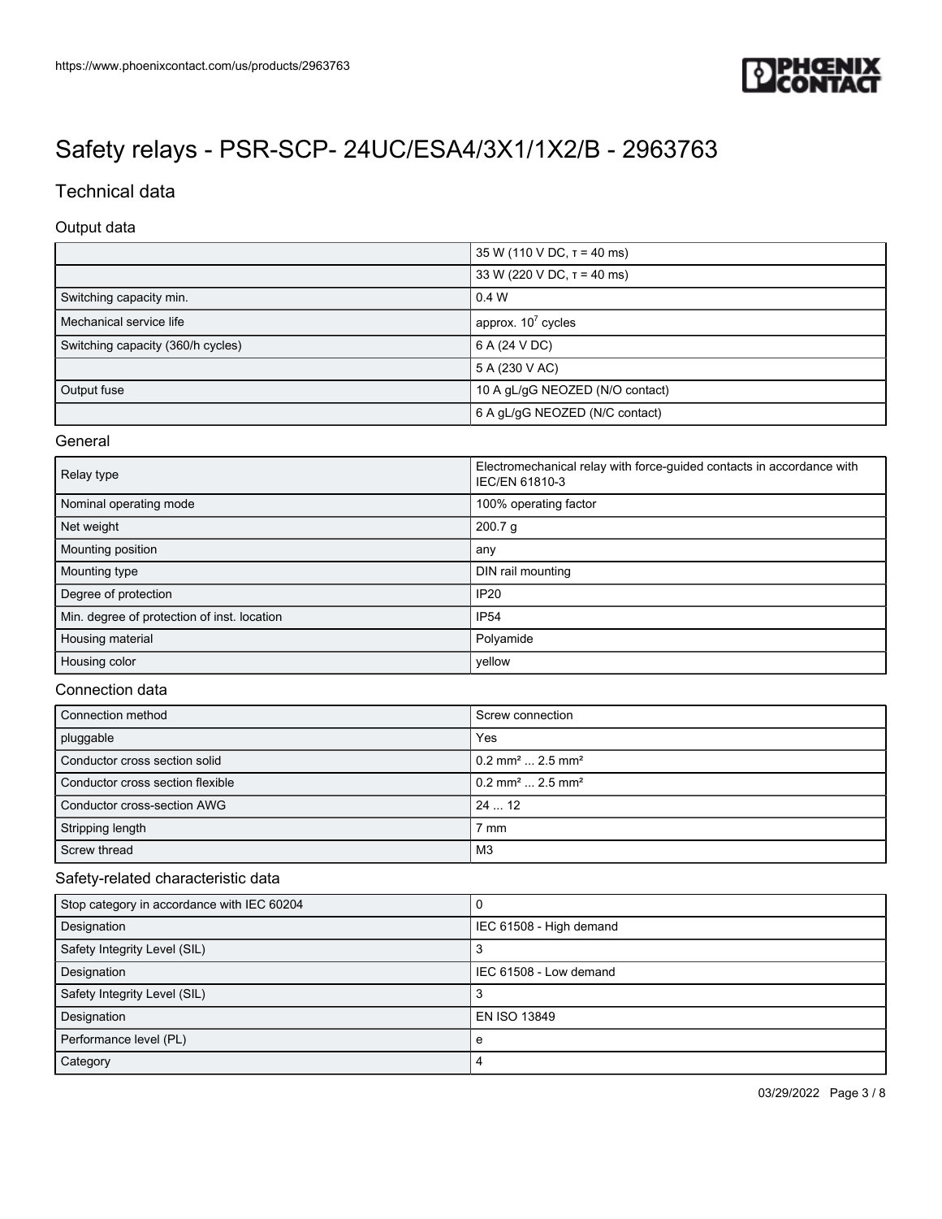# Safety relays - PSR-SCP- 24UC/ESA4/3X1/1X2/B - 2963763

## Technical data

### Output data

| | |
|---|---|
| | 35 W (110 V DC, τ = 40 ms) |
| | 33 W (220 V DC, τ = 40 ms) |
| Switching capacity min. | 0.4 W |
| Mechanical service life | approx. $10^7$ cycles |
| Switching capacity (360/h cycles) | 6 A (24 V DC) |
| | 5 A (230 V AC) |
| Output fuse | 10 A gL/gG NEOZED (N/O contact) |
| | 6 A gL/gG NEOZED (N/C contact) |

### General

| | |
|---|---|
| Relay type | Electromechanical relay with force-guided contacts in accordance with IEC/EN 61810-3 |
| Nominal operating mode | 100% operating factor |
| Net weight | 200.7 g |
| Mounting position | any |
| Mounting type | DIN rail mounting |
| Degree of protection | IP20 |
| Min. degree of protection of inst. location | IP54 |
| Housing material | Polyamide |
| Housing color | yellow |

### Connection data

| | |
|---|---|
| Connection method | Screw connection |
| pluggable | Yes |
| Conductor cross section solid | 0.2 mm² ... 2.5 mm² |
| Conductor cross section flexible | 0.2 mm² ... 2.5 mm² |
| Conductor cross-section AWG | 24 ... 12 |
| Stripping length | 7 mm |
| Screw thread | M3 |

### Safety-related characteristic data

| | |
|---|---|
| Stop category in accordance with IEC 60204 | 0 |
| Designation | IEC 61508 - High demand |
| Safety Integrity Level (SIL) | 3 |
| Designation | IEC 61508 - Low demand |
| Safety Integrity Level (SIL) | 3 |
| Designation | EN ISO 13849 |
| Performance level (PL) | e |
| Category | 4 |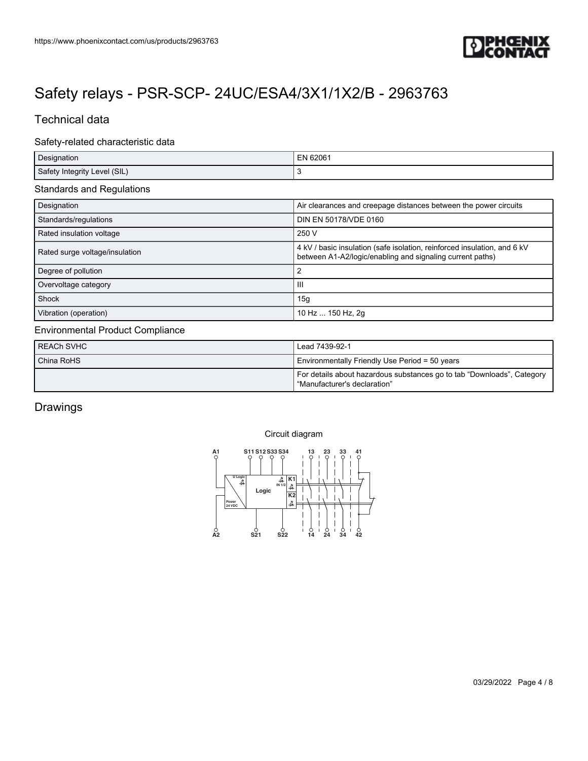# Safety relays - PSR-SCP- 24UC/ESA4/3X1/1X2/B - 2963763

## Technical data

### Safety-related characteristic data

| Designation | EN 62061 |
|---|---|
| Safety Integrity Level (SIL) | 3 |

### Standards and Regulations

| Designation | Air clearances and creepage distances between the power circuits |
|---|---|
| Standards/regulations | DIN EN 50178/VDE 0160 |
| Rated insulation voltage | 250 V |
| Rated surge voltage/insulation | 4 kV / basic insulation (safe isolation, reinforced insulation, and 6 kV between A1-A2/logic/enabling and signaling current paths) |
| Degree of pollution | 2 |
| Overvoltage category | III |
| Shock | 15g |
| Vibration (operation) | 10 Hz ... 150 Hz, 2g |

### Environmental Product Compliance

| REACh SVHC | Lead 7439-92-1 |
|---|---|
| China RoHS | Environmentally Friendly Use Period = 50 years |
| | For details about hazardous substances go to tab "Downloads", Category "Manufacturer's declaration" |

## Drawings

Circuit diagram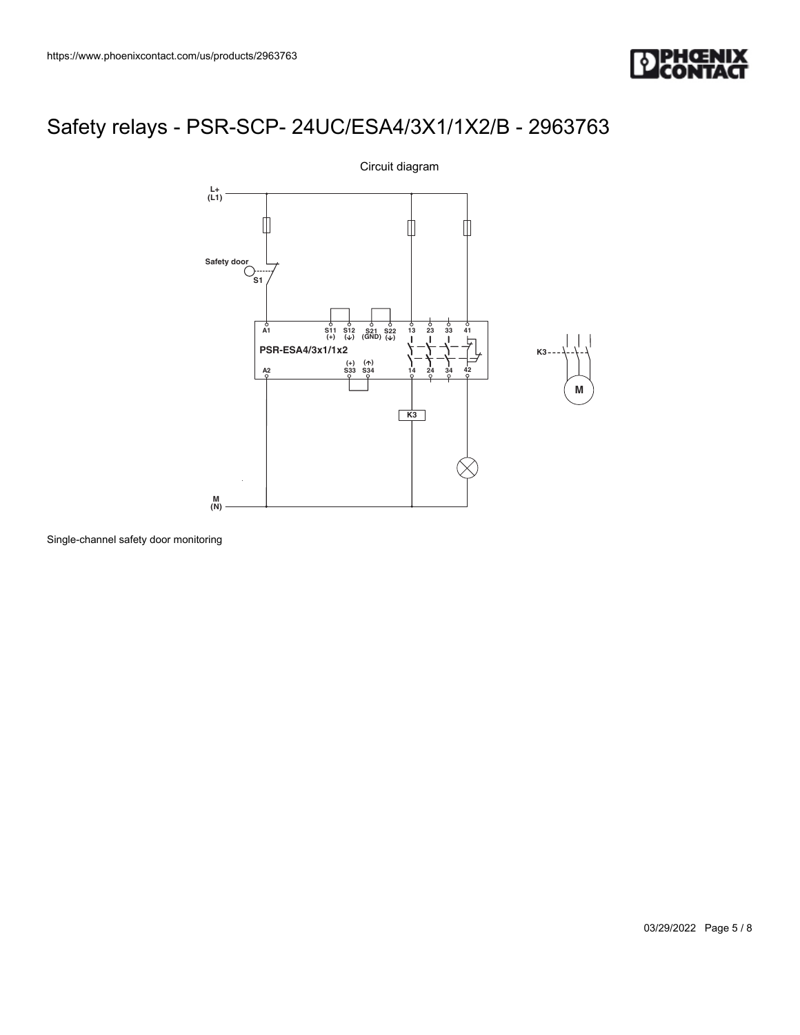# Safety relays - PSR-SCP- 24UC/ESA4/3X1/1X2/B - 2963763

Circuit diagram

Single-channel safety door monitoring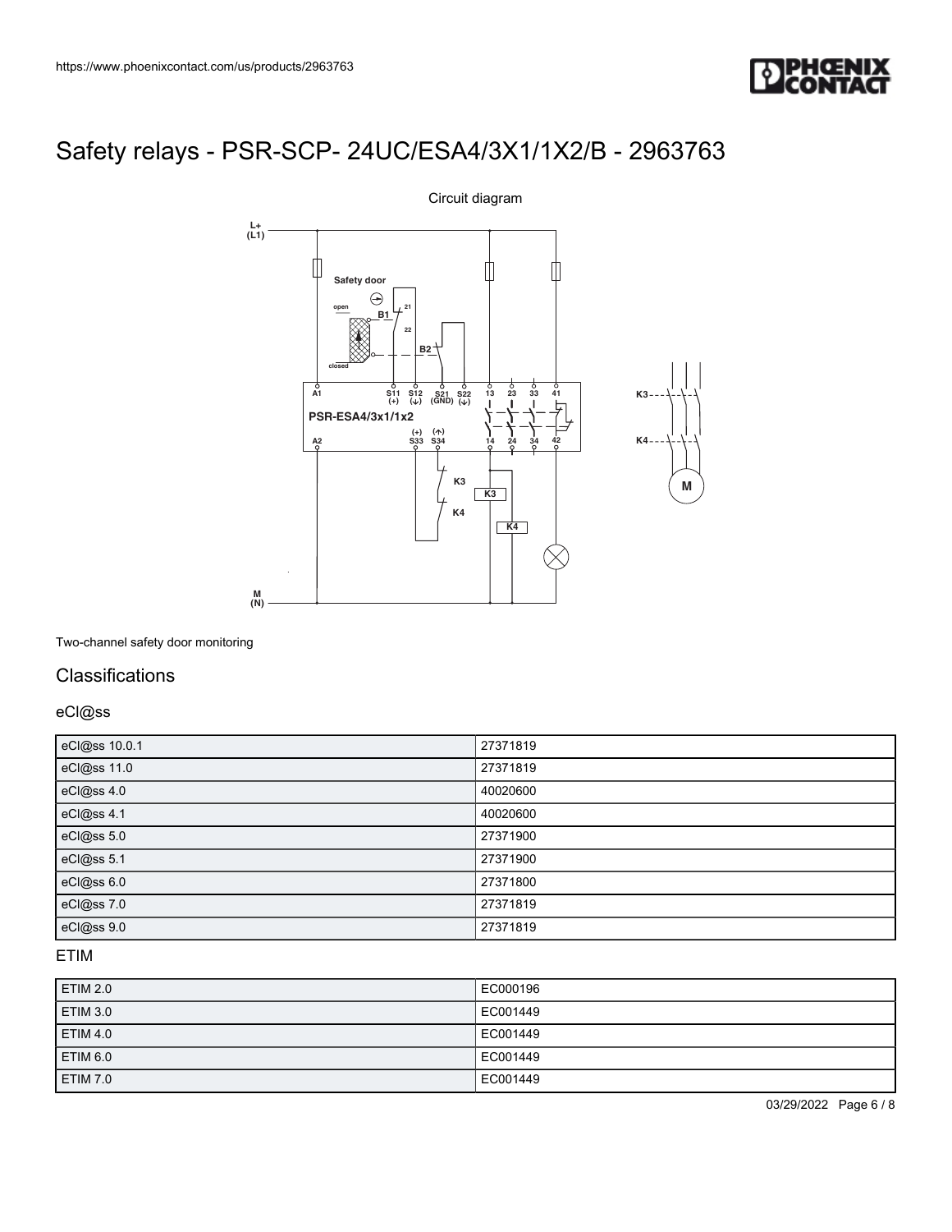# Safety relays - PSR-SCP- 24UC/ESA4/3X1/1X2/B - 2963763

Circuit diagram

Two-channel safety door monitoring

## Classifications

### eCl@ss

| eCl@ss 10.0.1 | 27371819 |
|---|---|
| eCl@ss 11.0 | 27371819 |
| eCl@ss 4.0 | 40020600 |
| eCl@ss 4.1 | 40020600 |
| eCl@ss 5.0 | 27371900 |
| eCl@ss 5.1 | 27371900 |
| eCl@ss 6.0 | 27371800 |
| eCl@ss 7.0 | 27371819 |
| eCl@ss 9.0 | 27371819 |

### ETIM

| ETIM 2.0 | EC000196 |
|---|---|
| ETIM 3.0 | EC001449 |
| ETIM 4.0 | EC001449 |
| ETIM 6.0 | EC001449 |
| ETIM 7.0 | EC001449 |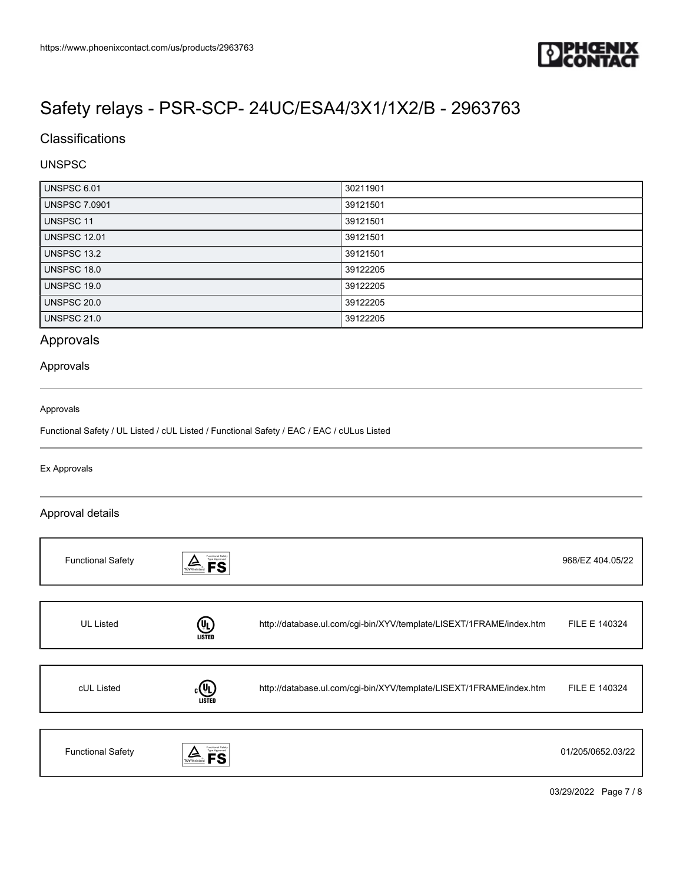# Safety relays - PSR-SCP- 24UC/ESA4/3X1/1X2/B - 2963763

## Classifications

### UNSPSC

| UNSPSC 6.01 | 30211901 |
|---|---|
| UNSPSC 7.0901 | 39121501 |
| UNSPSC 11 | 39121501 |
| UNSPSC 12.01 | 39121501 |
| UNSPSC 13.2 | 39121501 |
| UNSPSC 18.0 | 39122205 |
| UNSPSC 19.0 | 39122205 |
| UNSPSC 20.0 | 39122205 |
| UNSPSC 21.0 | 39122205 |

## Approvals

### Approvals

Approvals

Functional Safety / UL Listed / cUL Listed / Functional Safety / EAC / EAC / cULus Listed

Ex Approvals

### Approval details

| Functional Safety | | | 968/EZ 404.05/22 |
|---|---|---|---|
| UL Listed | | http://database.ul.com/cgi-bin/XYV/template/LISEXT/1FRAME/index.htm | FILE E 140324 |
| cUL Listed | | http://database.ul.com/cgi-bin/XYV/template/LISEXT/1FRAME/index.htm | FILE E 140324 |
| Functional Safety | | | 01/205/0652.03/22 |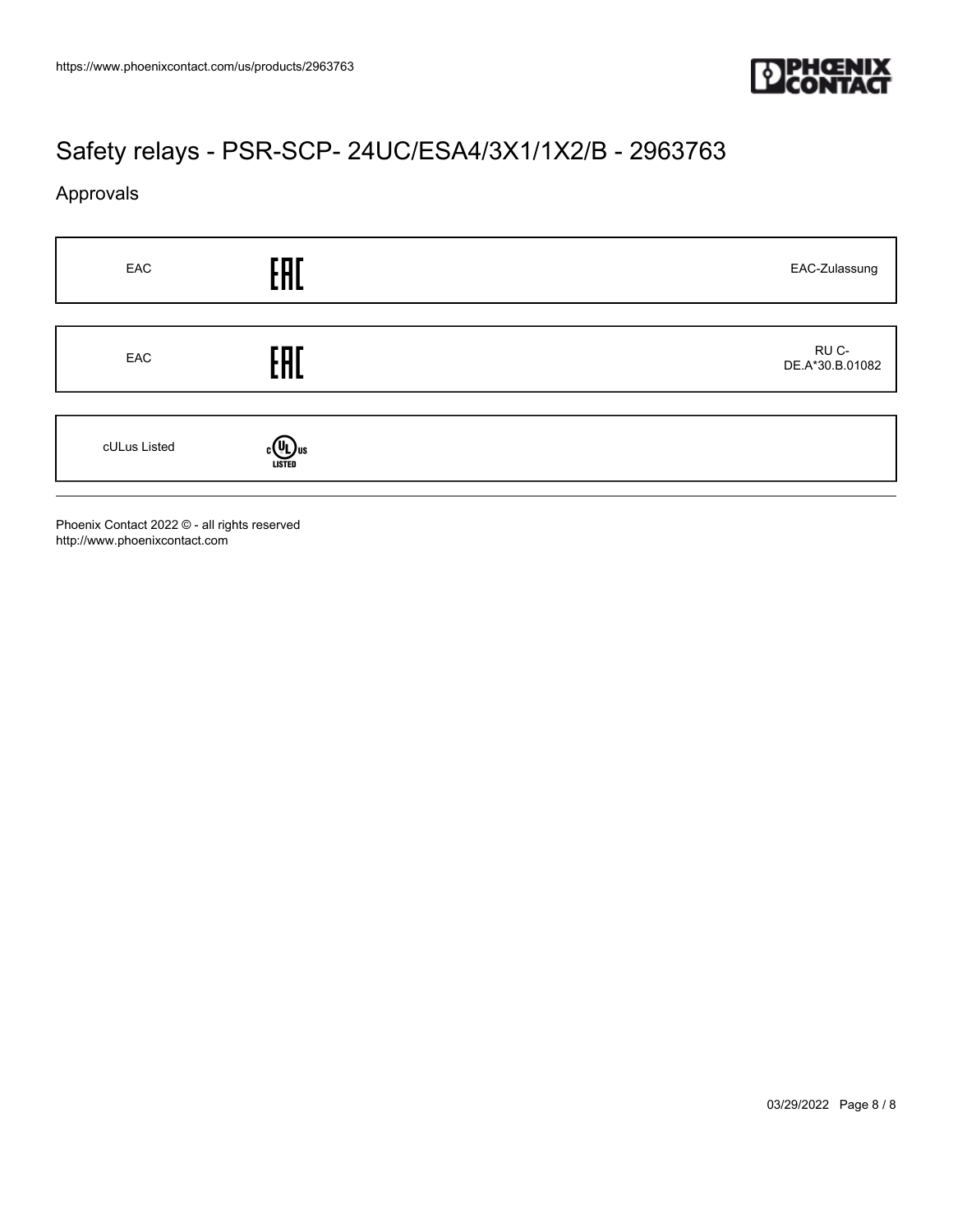# Safety relays - PSR-SCP- 24UC/ESA4/3X1/1X2/B - 2963763

## Approvals

| | | |
|---|---|---|
| EAC | EAC | EAC-Zulassung |

| | | |
|---|---|---|
| EAC | EAC | RU C-DE.A*30.B.01082 |

| | | |
|---|---|---|
| cULus Listed | c UL us LISTED | |

Phoenix Contact 2022 © - all rights reserved
http://www.phoenixcontact.com